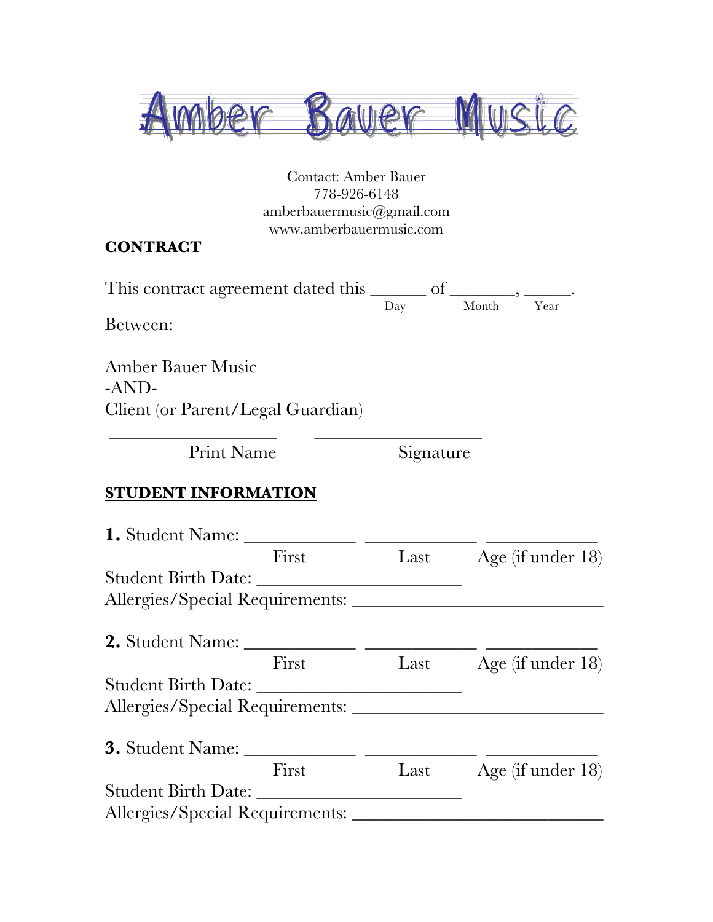# Amber Bauer Music

Contact: Amber Bauer
778-926-6148
amberbauermusic@gmail.com
www.amberbauermusic.com

**CONTRACT**

This contract agreement dated this ______ of _______, _____.
Day Month Year

Between:

Amber Bauer Music
-AND-
Client (or Parent/Legal Guardian)

___________________ ___________________
Print Name Signature

**STUDENT INFORMATION**

**1.** Student Name: ____________ ____________ ____________
First Last Age (if under 18)
Student Birth Date: ______________________
Allergies/Special Requirements: ___________________________

**2.** Student Name: ____________ ____________ ____________
First Last Age (if under 18)
Student Birth Date: ______________________
Allergies/Special Requirements: ___________________________

**3.** Student Name: ____________ ____________ ____________
First Last Age (if under 18)
Student Birth Date: ______________________
Allergies/Special Requirements: ___________________________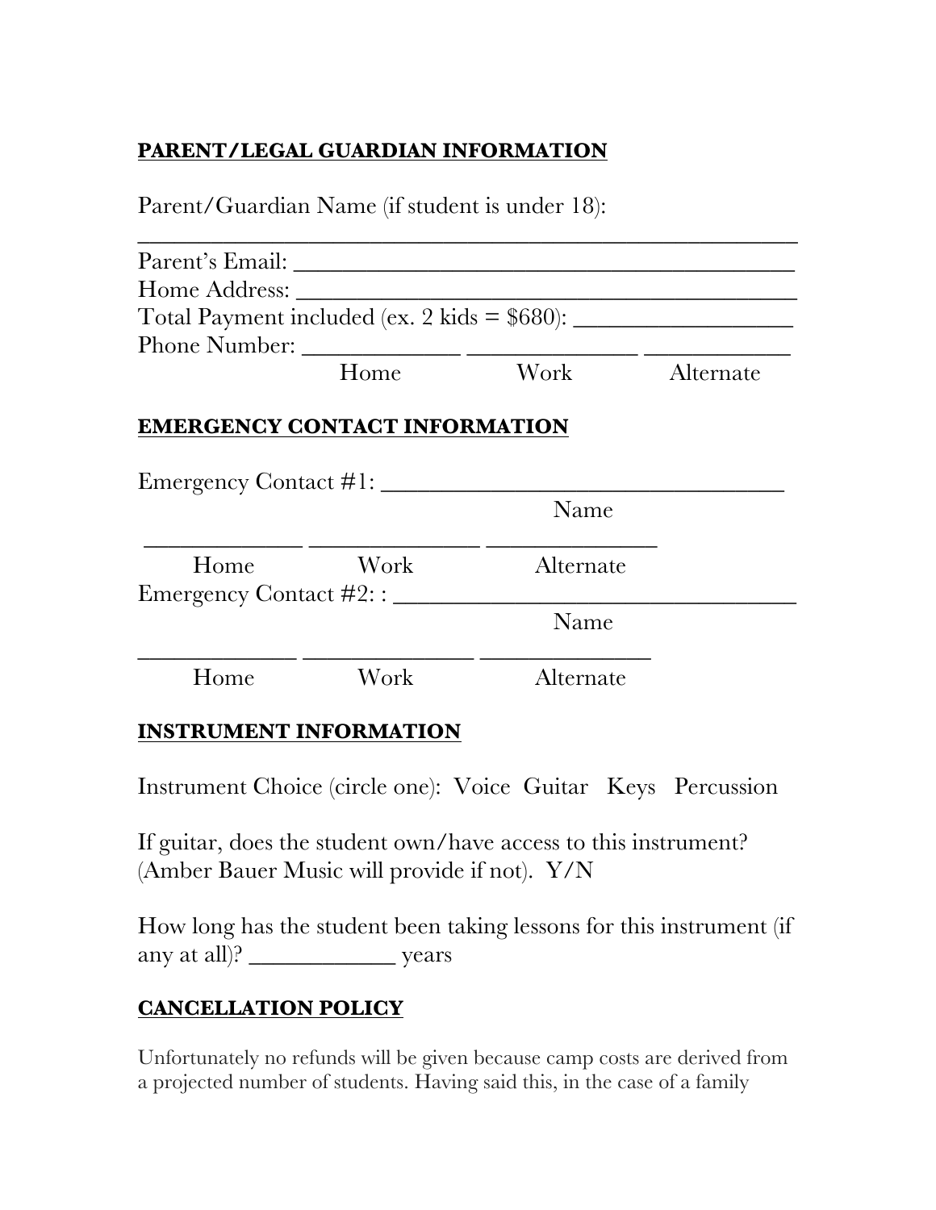**PARENT/LEGAL GUARDIAN INFORMATION**

Parent/Guardian Name (if student is under 18):

_______________________________________________

Parent's Email: ________________________________________

Home Address: ________________________________________

Total Payment included (ex. 2 kids = $680): __________________

Phone Number: _____________ ______________ ____________

Home Work Alternate

**EMERGENCY CONTACT INFORMATION**

Emergency Contact #1: _________________________________

Name

_____________ ______________ ______________

Home Work Alternate

Emergency Contact #2: : _________________________________

Name

_____________ ______________ ______________

Home Work Alternate

**INSTRUMENT INFORMATION**

Instrument Choice (circle one): Voice Guitar Keys Percussion

If guitar, does the student own/have access to this instrument? (Amber Bauer Music will provide if not). Y/N

How long has the student been taking lessons for this instrument (if any at all)? ____________ years

**CANCELLATION POLICY**

Unfortunately no refunds will be given because camp costs are derived from a projected number of students. Having said this, in the case of a family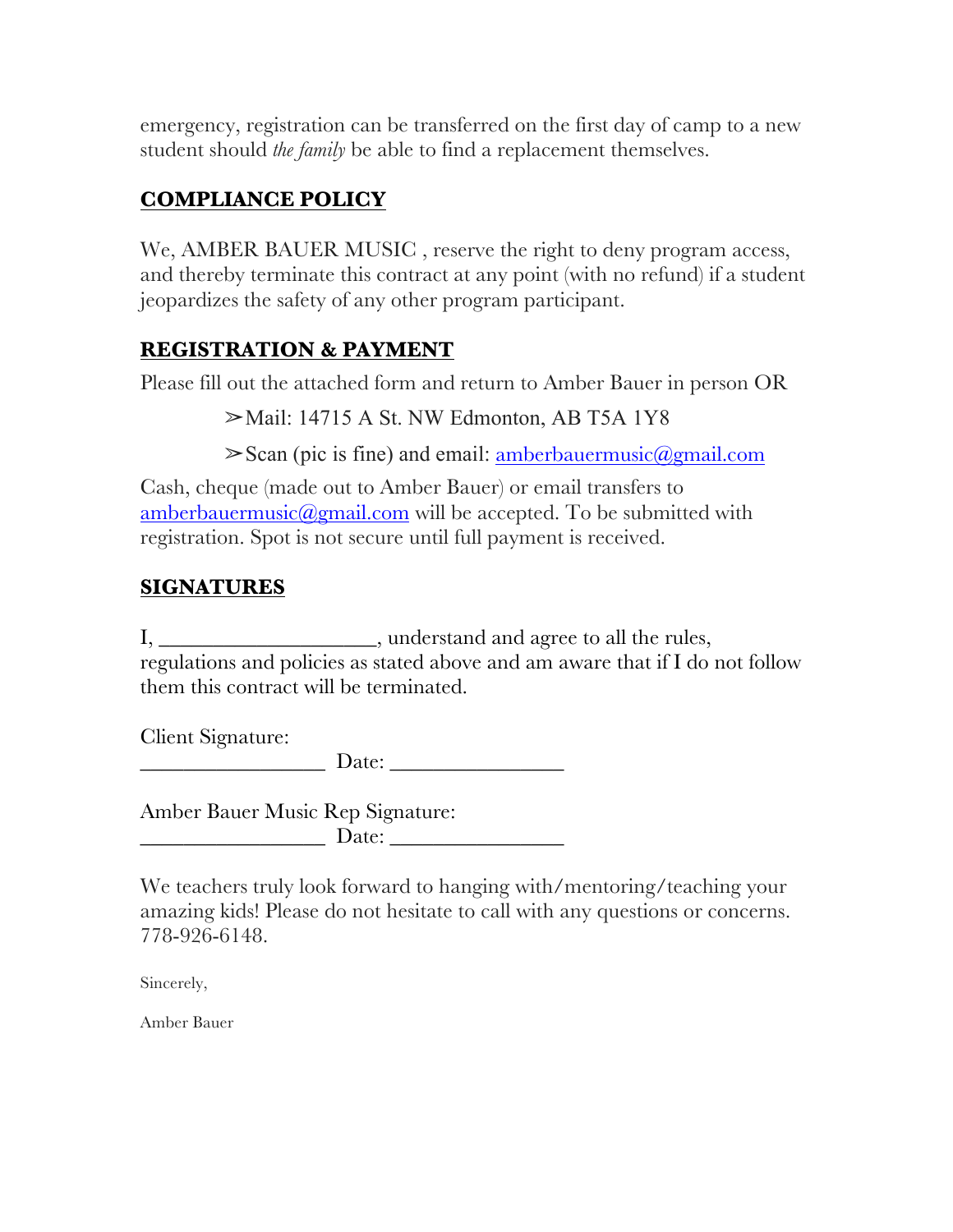emergency, registration can be transferred on the first day of camp to a new student should *the family* be able to find a replacement themselves.

## COMPLIANCE POLICY

We, AMBER BAUER MUSIC , reserve the right to deny program access, and thereby terminate this contract at any point (with no refund) if a student jeopardizes the safety of any other program participant.

## REGISTRATION & PAYMENT

Please fill out the attached form and return to Amber Bauer in person OR

- ➢Mail: 14715 A St. NW Edmonton, AB T5A 1Y8
- ➢Scan (pic is fine) and email: amberbauermusic@gmail.com

Cash, cheque (made out to Amber Bauer) or email transfers to amberbauermusic@gmail.com will be accepted. To be submitted with registration. Spot is not secure until full payment is received.

## SIGNATURES

I, ____________________, understand and agree to all the rules, regulations and policies as stated above and am aware that if I do not follow them this contract will be terminated.

Client Signature:
_________________ Date: ________________

Amber Bauer Music Rep Signature:
_________________ Date: ________________

We teachers truly look forward to hanging with/mentoring/teaching your amazing kids! Please do not hesitate to call with any questions or concerns. 778-926-6148.

Sincerely,

Amber Bauer